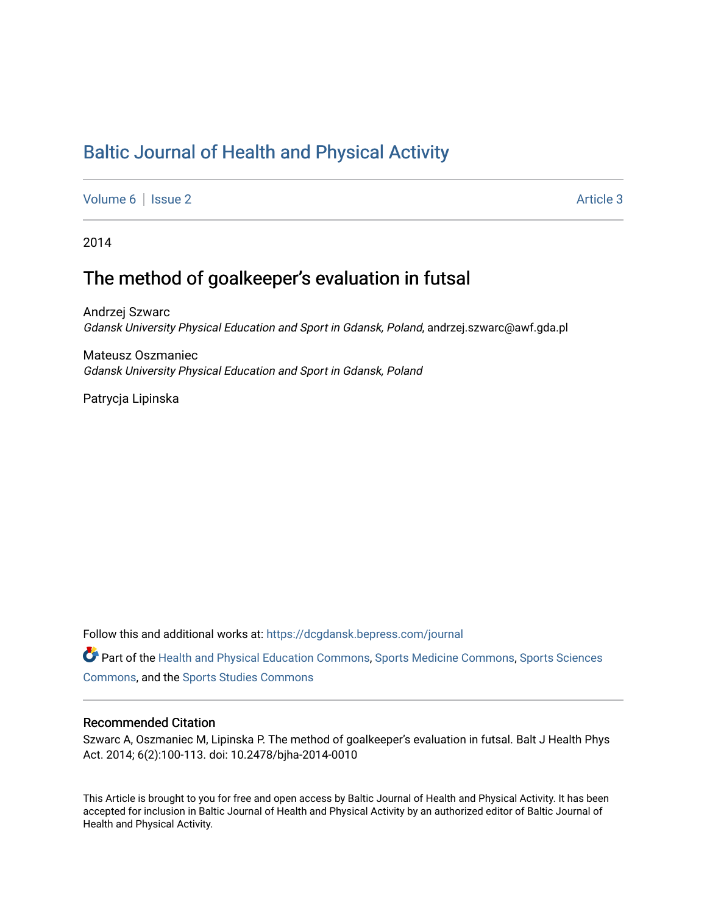# Baltic Journal of Health and Physical Activity

Volume 6 | Issue 2 &nbsp;&nbsp;&nbsp;&nbsp; Article 3

2014

## The method of goalkeeper's evaluation in futsal

Andrzej Szwarc
*Gdansk University Physical Education and Sport in Gdansk, Poland*, andrzej.szwarc@awf.gda.pl

Mateusz Oszmaniec
*Gdansk University Physical Education and Sport in Gdansk, Poland*

Patrycja Lipinska

Follow this and additional works at: https://dcgdansk.bepress.com/journal

Part of the Health and Physical Education Commons, Sports Medicine Commons, Sports Sciences Commons, and the Sports Studies Commons

### Recommended Citation

Szwarc A, Oszmaniec M, Lipinska P. The method of goalkeeper's evaluation in futsal. Balt J Health Phys Act. 2014; 6(2):100-113. doi: 10.2478/bjha-2014-0010

This Article is brought to you for free and open access by Baltic Journal of Health and Physical Activity. It has been accepted for inclusion in Baltic Journal of Health and Physical Activity by an authorized editor of Baltic Journal of Health and Physical Activity.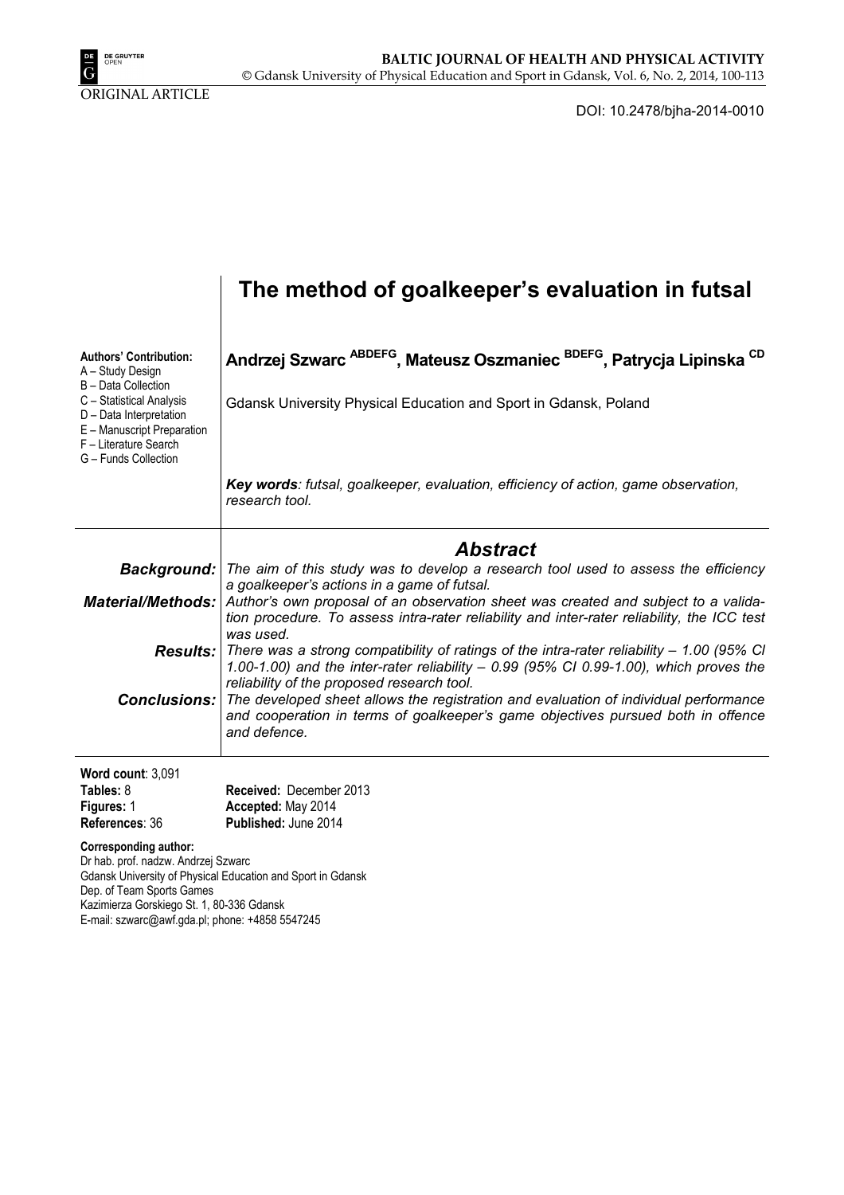ORIGINAL ARTICLE

DOI: 10.2478/bjha-2014-0010

# The method of goalkeeper's evaluation in futsal

**Andrzej Szwarc** [ABDEFG], **Mateusz Oszmaniec** [BDEFG], **Patrycja Lipinska** [CD]

Gdansk University Physical Education and Sport in Gdansk, Poland

**Authors' Contribution:**
A – Study Design
B – Data Collection
C – Statistical Analysis
D – Data Interpretation
E – Manuscript Preparation
F – Literature Search
G – Funds Collection

***Key words**: futsal, goalkeeper, evaluation, efficiency of action, game observation, research tool.*

## *Abstract*

***Background:*** *The aim of this study was to develop a research tool used to assess the efficiency a goalkeeper's actions in a game of futsal.*

***Material/Methods:*** *Author's own proposal of an observation sheet was created and subject to a validation procedure. To assess intra-rater reliability and inter-rater reliability, the ICC test was used.*

***Results:*** *There was a strong compatibility of ratings of the intra-rater reliability – 1.00 (95% CI 1.00-1.00) and the inter-rater reliability – 0.99 (95% CI 0.99-1.00), which proves the reliability of the proposed research tool.*

***Conclusions:*** *The developed sheet allows the registration and evaluation of individual performance and cooperation in terms of goalkeeper's game objectives pursued both in offence and defence.*

**Word count**: 3,091
**Tables:** 8
**Figures:** 1
**References**: 36

**Received:** December 2013
**Accepted:** May 2014
**Published:** June 2014

**Corresponding author:**
Dr hab. prof. nadzw. Andrzej Szwarc
Gdansk University of Physical Education and Sport in Gdansk
Dep. of Team Sports Games
Kazimierza Gorskiego St. 1, 80-336 Gdansk
E-mail: szwarc@awf.gda.pl; phone: +4858 5547245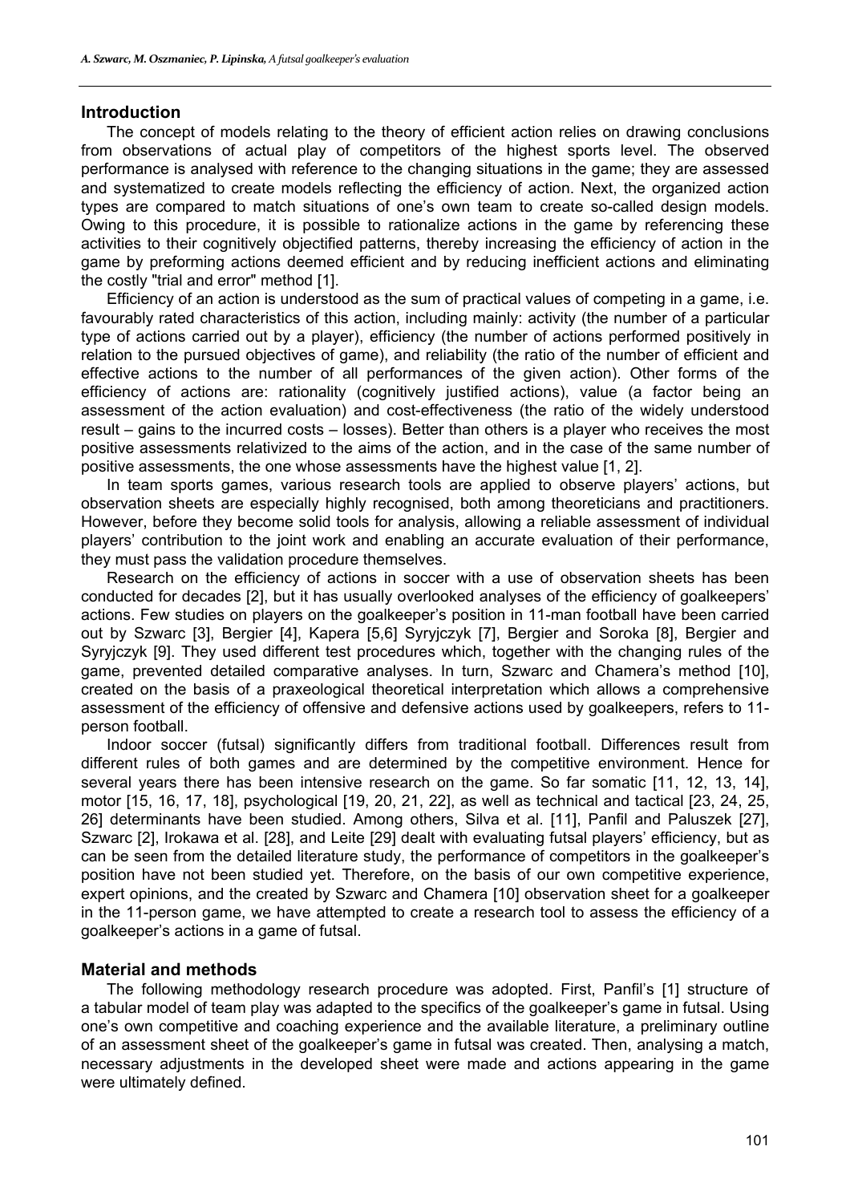## Introduction

The concept of models relating to the theory of efficient action relies on drawing conclusions from observations of actual play of competitors of the highest sports level. The observed performance is analysed with reference to the changing situations in the game; they are assessed and systematized to create models reflecting the efficiency of action. Next, the organized action types are compared to match situations of one's own team to create so-called design models. Owing to this procedure, it is possible to rationalize actions in the game by referencing these activities to their cognitively objectified patterns, thereby increasing the efficiency of action in the game by preforming actions deemed efficient and by reducing inefficient actions and eliminating the costly "trial and error" method [1].

Efficiency of an action is understood as the sum of practical values of competing in a game, i.e. favourably rated characteristics of this action, including mainly: activity (the number of a particular type of actions carried out by a player), efficiency (the number of actions performed positively in relation to the pursued objectives of game), and reliability (the ratio of the number of efficient and effective actions to the number of all performances of the given action). Other forms of the efficiency of actions are: rationality (cognitively justified actions), value (a factor being an assessment of the action evaluation) and cost-effectiveness (the ratio of the widely understood result – gains to the incurred costs – losses). Better than others is a player who receives the most positive assessments relativized to the aims of the action, and in the case of the same number of positive assessments, the one whose assessments have the highest value [1, 2].

In team sports games, various research tools are applied to observe players' actions, but observation sheets are especially highly recognised, both among theoreticians and practitioners. However, before they become solid tools for analysis, allowing a reliable assessment of individual players' contribution to the joint work and enabling an accurate evaluation of their performance, they must pass the validation procedure themselves.

Research on the efficiency of actions in soccer with a use of observation sheets has been conducted for decades [2], but it has usually overlooked analyses of the efficiency of goalkeepers' actions. Few studies on players on the goalkeeper's position in 11-man football have been carried out by Szwarc [3], Bergier [4], Kapera [5,6] Syryjczyk [7], Bergier and Soroka [8], Bergier and Syryjczyk [9]. They used different test procedures which, together with the changing rules of the game, prevented detailed comparative analyses. In turn, Szwarc and Chamera's method [10], created on the basis of a praxeological theoretical interpretation which allows a comprehensive assessment of the efficiency of offensive and defensive actions used by goalkeepers, refers to 11-person football.

Indoor soccer (futsal) significantly differs from traditional football. Differences result from different rules of both games and are determined by the competitive environment. Hence for several years there has been intensive research on the game. So far somatic [11, 12, 13, 14], motor [15, 16, 17, 18], psychological [19, 20, 21, 22], as well as technical and tactical [23, 24, 25, 26] determinants have been studied. Among others, Silva et al. [11], Panfil and Paluszek [27], Szwarc [2], Irokawa et al. [28], and Leite [29] dealt with evaluating futsal players' efficiency, but as can be seen from the detailed literature study, the performance of competitors in the goalkeeper's position have not been studied yet. Therefore, on the basis of our own competitive experience, expert opinions, and the created by Szwarc and Chamera [10] observation sheet for a goalkeeper in the 11-person game, we have attempted to create a research tool to assess the efficiency of a goalkeeper's actions in a game of futsal.

## Material and methods

The following methodology research procedure was adopted. First, Panfil's [1] structure of a tabular model of team play was adapted to the specifics of the goalkeeper's game in futsal. Using one's own competitive and coaching experience and the available literature, a preliminary outline of an assessment sheet of the goalkeeper's game in futsal was created. Then, analysing a match, necessary adjustments in the developed sheet were made and actions appearing in the game were ultimately defined.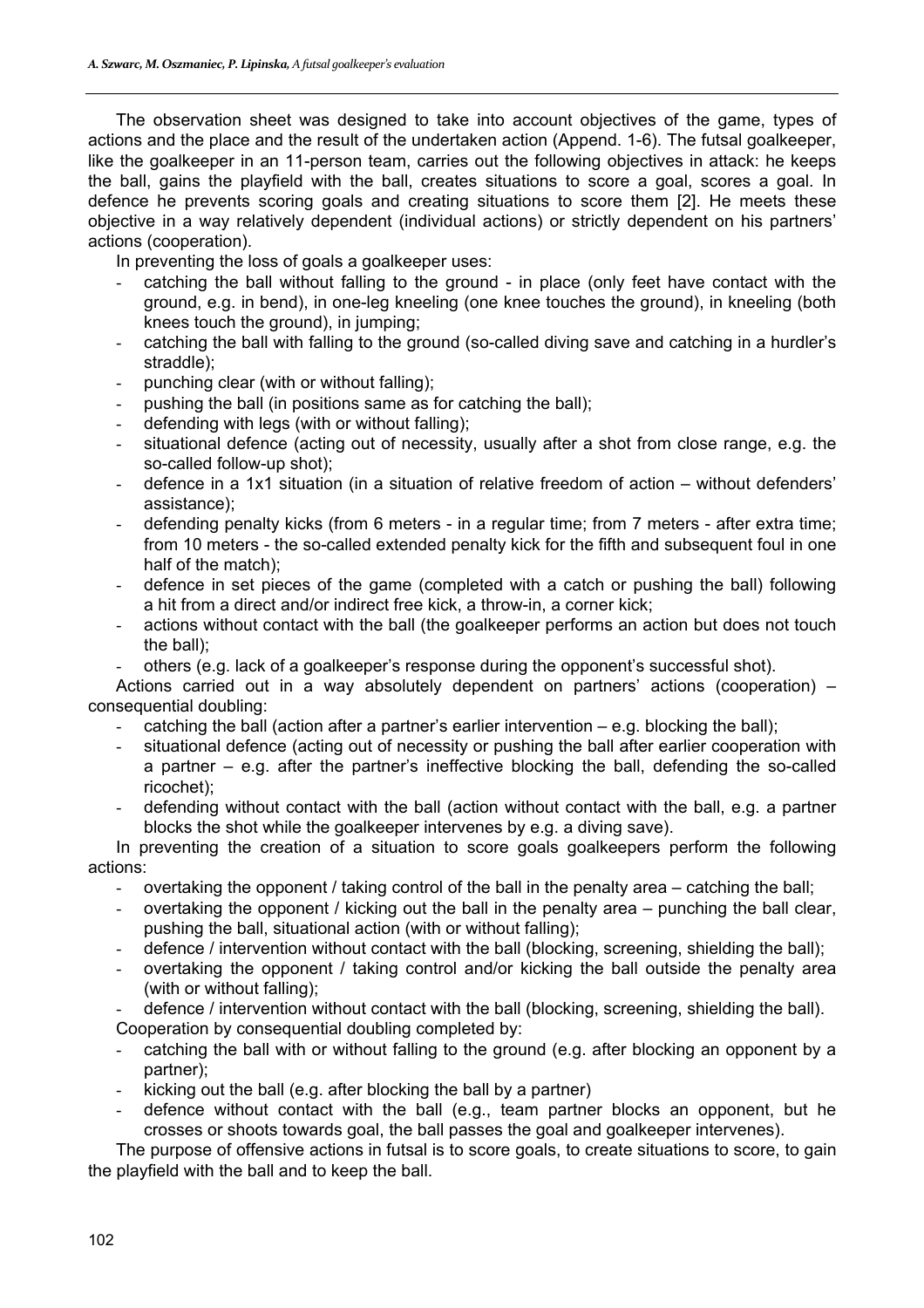The observation sheet was designed to take into account objectives of the game, types of actions and the place and the result of the undertaken action (Append. 1-6). The futsal goalkeeper, like the goalkeeper in an 11-person team, carries out the following objectives in attack: he keeps the ball, gains the playfield with the ball, creates situations to score a goal, scores a goal. In defence he prevents scoring goals and creating situations to score them [2]. He meets these objective in a way relatively dependent (individual actions) or strictly dependent on his partners' actions (cooperation).

In preventing the loss of goals a goalkeeper uses:

- catching the ball without falling to the ground - in place (only feet have contact with the ground, e.g. in bend), in one-leg kneeling (one knee touches the ground), in kneeling (both knees touch the ground), in jumping;
- catching the ball with falling to the ground (so-called diving save and catching in a hurdler's straddle);
- punching clear (with or without falling);
- pushing the ball (in positions same as for catching the ball);
- defending with legs (with or without falling);
- situational defence (acting out of necessity, usually after a shot from close range, e.g. the so-called follow-up shot);
- defence in a 1x1 situation (in a situation of relative freedom of action – without defenders' assistance);
- defending penalty kicks (from 6 meters - in a regular time; from 7 meters - after extra time; from 10 meters - the so-called extended penalty kick for the fifth and subsequent foul in one half of the match);
- defence in set pieces of the game (completed with a catch or pushing the ball) following a hit from a direct and/or indirect free kick, a throw-in, a corner kick;
- actions without contact with the ball (the goalkeeper performs an action but does not touch the ball);
- others (e.g. lack of a goalkeeper's response during the opponent's successful shot).

Actions carried out in a way absolutely dependent on partners' actions (cooperation) – consequential doubling:

- catching the ball (action after a partner's earlier intervention – e.g. blocking the ball);
- situational defence (acting out of necessity or pushing the ball after earlier cooperation with a partner – e.g. after the partner's ineffective blocking the ball, defending the so-called ricochet);
- defending without contact with the ball (action without contact with the ball, e.g. a partner blocks the shot while the goalkeeper intervenes by e.g. a diving save).

In preventing the creation of a situation to score goals goalkeepers perform the following actions:

- overtaking the opponent / taking control of the ball in the penalty area – catching the ball;
- overtaking the opponent / kicking out the ball in the penalty area – punching the ball clear, pushing the ball, situational action (with or without falling);
- defence / intervention without contact with the ball (blocking, screening, shielding the ball);
- overtaking the opponent / taking control and/or kicking the ball outside the penalty area (with or without falling);
- defence / intervention without contact with the ball (blocking, screening, shielding the ball).

Cooperation by consequential doubling completed by:

- catching the ball with or without falling to the ground (e.g. after blocking an opponent by a partner);
- kicking out the ball (e.g. after blocking the ball by a partner)
- defence without contact with the ball (e.g., team partner blocks an opponent, but he crosses or shoots towards goal, the ball passes the goal and goalkeeper intervenes).

The purpose of offensive actions in futsal is to score goals, to create situations to score, to gain the playfield with the ball and to keep the ball.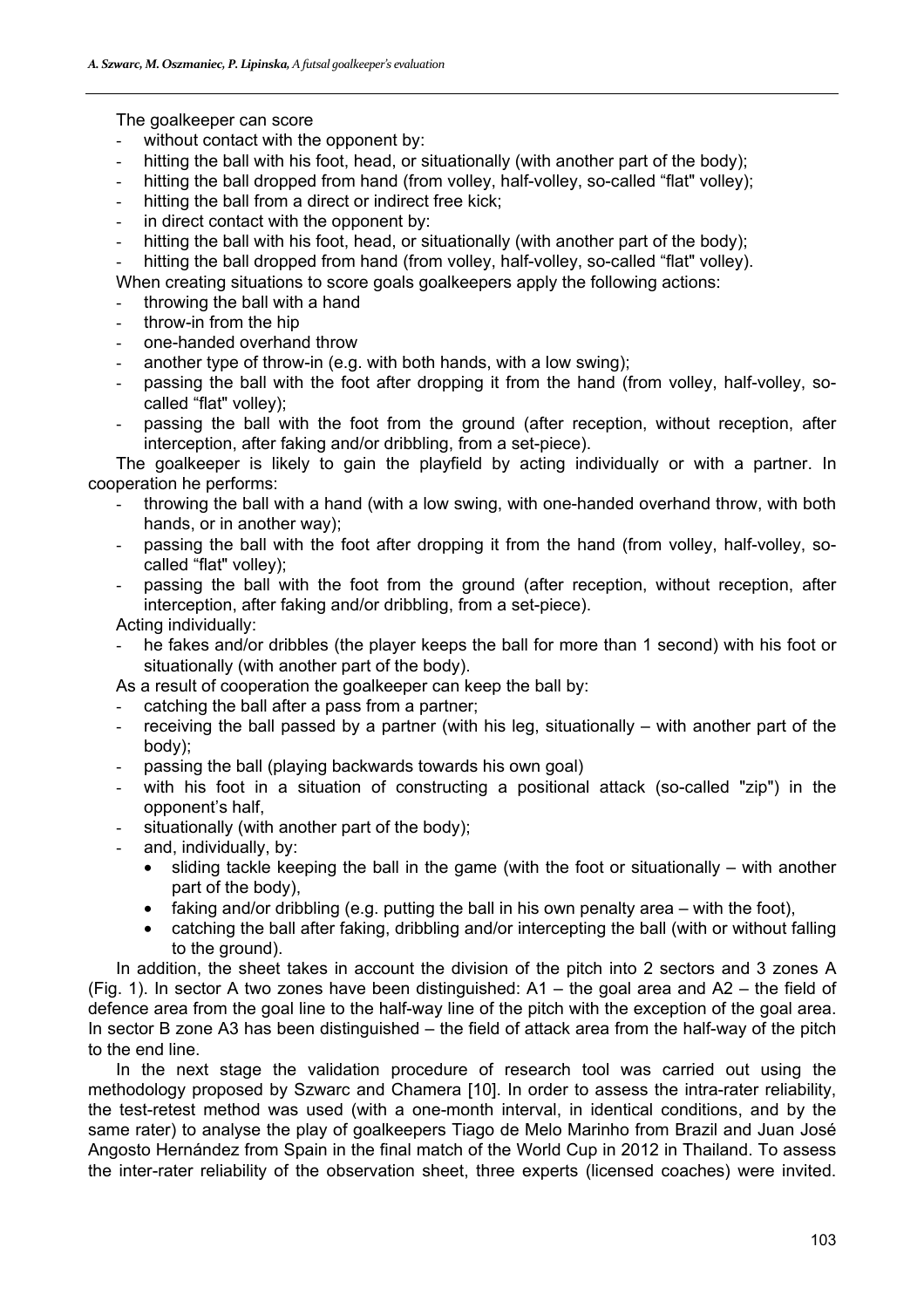The goalkeeper can score

- without contact with the opponent by:
- hitting the ball with his foot, head, or situationally (with another part of the body);
- hitting the ball dropped from hand (from volley, half-volley, so-called "flat" volley);
- hitting the ball from a direct or indirect free kick;
- in direct contact with the opponent by:
- hitting the ball with his foot, head, or situationally (with another part of the body);
- hitting the ball dropped from hand (from volley, half-volley, so-called "flat" volley).

When creating situations to score goals goalkeepers apply the following actions:

- throwing the ball with a hand
- throw-in from the hip
- one-handed overhand throw
- another type of throw-in (e.g. with both hands, with a low swing);
- passing the ball with the foot after dropping it from the hand (from volley, half-volley, so-called "flat" volley);
- passing the ball with the foot from the ground (after reception, without reception, after interception, after faking and/or dribbling, from a set-piece).

The goalkeeper is likely to gain the playfield by acting individually or with a partner. In cooperation he performs:

- throwing the ball with a hand (with a low swing, with one-handed overhand throw, with both hands, or in another way);
- passing the ball with the foot after dropping it from the hand (from volley, half-volley, so-called "flat" volley);
- passing the ball with the foot from the ground (after reception, without reception, after interception, after faking and/or dribbling, from a set-piece).

Acting individually:

- he fakes and/or dribbles (the player keeps the ball for more than 1 second) with his foot or situationally (with another part of the body).

As a result of cooperation the goalkeeper can keep the ball by:

- catching the ball after a pass from a partner;
- receiving the ball passed by a partner (with his leg, situationally – with another part of the body);
- passing the ball (playing backwards towards his own goal)
- with his foot in a situation of constructing a positional attack (so-called "zip") in the opponent's half,
- situationally (with another part of the body);
- and, individually, by:
  - sliding tackle keeping the ball in the game (with the foot or situationally – with another part of the body),
  - faking and/or dribbling (e.g. putting the ball in his own penalty area – with the foot),
  - catching the ball after faking, dribbling and/or intercepting the ball (with or without falling to the ground).

In addition, the sheet takes in account the division of the pitch into 2 sectors and 3 zones A (Fig. 1). In sector A two zones have been distinguished: A1 – the goal area and A2 – the field of defence area from the goal line to the half-way line of the pitch with the exception of the goal area. In sector B zone A3 has been distinguished – the field of attack area from the half-way of the pitch to the end line.

In the next stage the validation procedure of research tool was carried out using the methodology proposed by Szwarc and Chamera [10]. In order to assess the intra-rater reliability, the test-retest method was used (with a one-month interval, in identical conditions, and by the same rater) to analyse the play of goalkeepers Tiago de Melo Marinho from Brazil and Juan José Angosto Hernández from Spain in the final match of the World Cup in 2012 in Thailand. To assess the inter-rater reliability of the observation sheet, three experts (licensed coaches) were invited.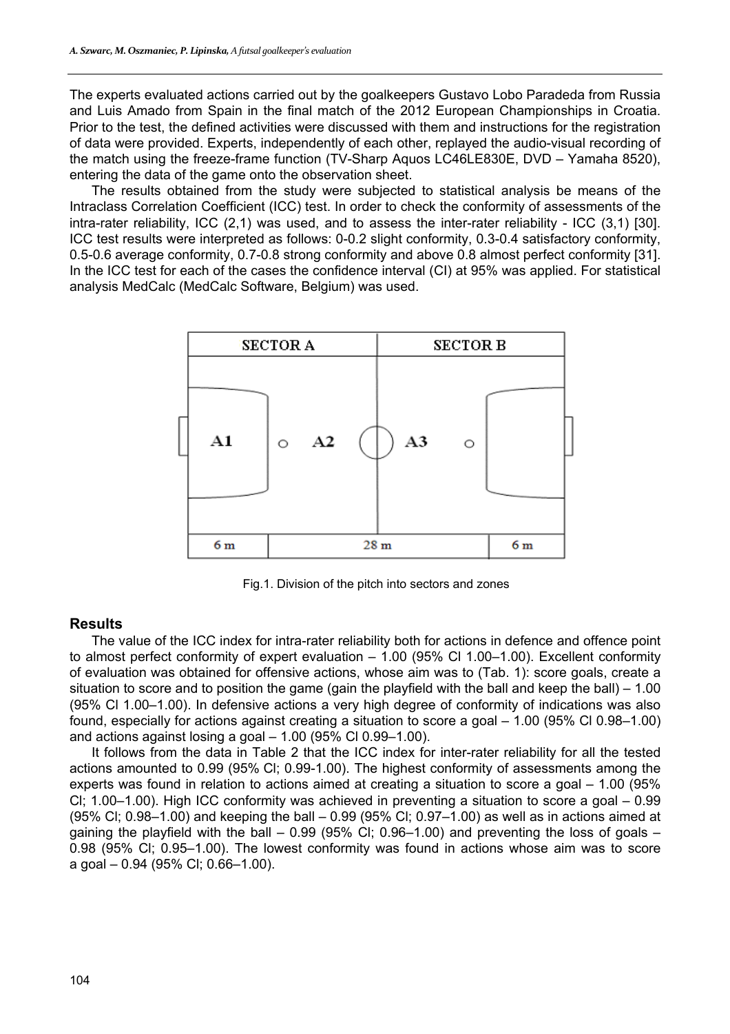The experts evaluated actions carried out by the goalkeepers Gustavo Lobo Paradeda from Russia and Luis Amado from Spain in the final match of the 2012 European Championships in Croatia. Prior to the test, the defined activities were discussed with them and instructions for the registration of data were provided. Experts, independently of each other, replayed the audio-visual recording of the match using the freeze-frame function (TV-Sharp Aquos LC46LE830E, DVD – Yamaha 8520), entering the data of the game onto the observation sheet.

The results obtained from the study were subjected to statistical analysis be means of the Intraclass Correlation Coefficient (ICC) test. In order to check the conformity of assessments of the intra-rater reliability, ICC (2,1) was used, and to assess the inter-rater reliability - ICC (3,1) [30]. ICC test results were interpreted as follows: 0-0.2 slight conformity, 0.3-0.4 satisfactory conformity, 0.5-0.6 average conformity, 0.7-0.8 strong conformity and above 0.8 almost perfect conformity [31]. In the ICC test for each of the cases the confidence interval (CI) at 95% was applied. For statistical analysis MedCalc (MedCalc Software, Belgium) was used.

| SECTOR A | | SECTOR B | |
|---|---|---|---|
| A1 | A2 | A3 | |
| 6 m | 28 m | | 6 m |

Fig.1. Division of the pitch into sectors and zones

## Results

The value of the ICC index for intra-rater reliability both for actions in defence and offence point to almost perfect conformity of expert evaluation – 1.00 (95% CI 1.00–1.00). Excellent conformity of evaluation was obtained for offensive actions, whose aim was to (Tab. 1): score goals, create a situation to score and to position the game (gain the playfield with the ball and keep the ball) – 1.00 (95% CI 1.00–1.00). In defensive actions a very high degree of conformity of indications was also found, especially for actions against creating a situation to score a goal – 1.00 (95% CI 0.98–1.00) and actions against losing a goal – 1.00 (95% CI 0.99–1.00).

It follows from the data in Table 2 that the ICC index for inter-rater reliability for all the tested actions amounted to 0.99 (95% Cl; 0.99-1.00). The highest conformity of assessments among the experts was found in relation to actions aimed at creating a situation to score a goal – 1.00 (95% Cl; 1.00–1.00). High ICC conformity was achieved in preventing a situation to score a goal – 0.99 (95% Cl; 0.98–1.00) and keeping the ball – 0.99 (95% Cl; 0.97–1.00) as well as in actions aimed at gaining the playfield with the ball – 0.99 (95% Cl; 0.96–1.00) and preventing the loss of goals – 0.98 (95% Cl; 0.95–1.00). The lowest conformity was found in actions whose aim was to score a goal – 0.94 (95% Cl; 0.66–1.00).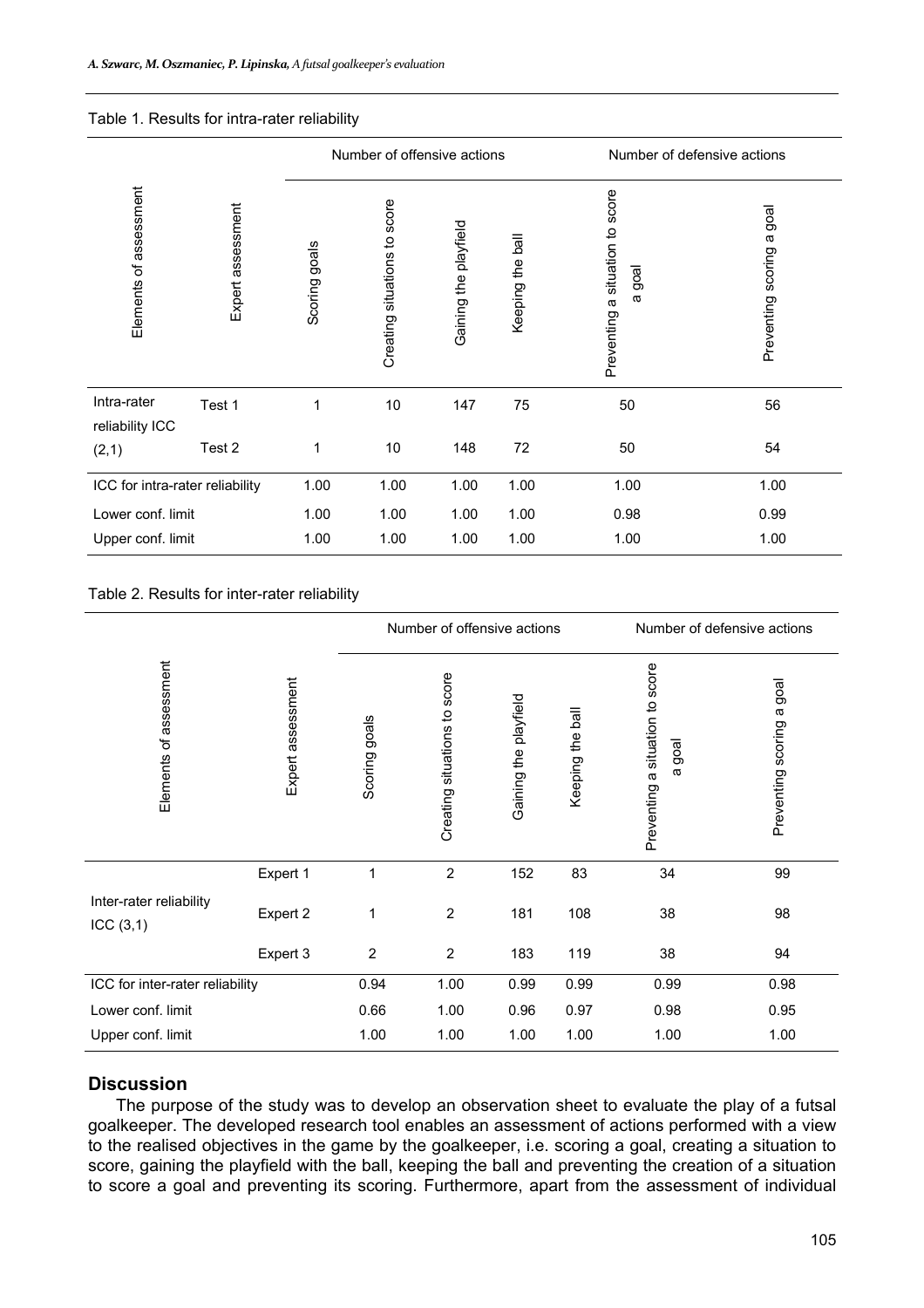Table 1. Results for intra-rater reliability

| Elements of assessment | Expert assessment | Number of offensive actions | | | | Number of defensive actions | |
|---|---|---|---|---|---|---|---|
| | | Scoring goals | Creating situations to score | Gaining the playfield | Keeping the ball | Preventing a situation to score a goal | Preventing scoring a goal |
| Intra-rater reliability ICC (2,1) | Test 1 | 1 | 10 | 147 | 75 | 50 | 56 |
| | Test 2 | 1 | 10 | 148 | 72 | 50 | 54 |
| ICC for intra-rater reliability | | 1.00 | 1.00 | 1.00 | 1.00 | 1.00 | 1.00 |
| Lower conf. limit | | 1.00 | 1.00 | 1.00 | 1.00 | 0.98 | 0.99 |
| Upper conf. limit | | 1.00 | 1.00 | 1.00 | 1.00 | 1.00 | 1.00 |

Table 2. Results for inter-rater reliability

| Elements of assessment | Expert assessment | Number of offensive actions | | | | Number of defensive actions | |
|---|---|---|---|---|---|---|---|
| | | Scoring goals | Creating situations to score | Gaining the playfield | Keeping the ball | Preventing a situation to score a goal | Preventing scoring a goal |
| Inter-rater reliability ICC (3,1) | Expert 1 | 1 | 2 | 152 | 83 | 34 | 99 |
| | Expert 2 | 1 | 2 | 181 | 108 | 38 | 98 |
| | Expert 3 | 2 | 2 | 183 | 119 | 38 | 94 |
| ICC for inter-rater reliability | | 0.94 | 1.00 | 0.99 | 0.99 | 0.99 | 0.98 |
| Lower conf. limit | | 0.66 | 1.00 | 0.96 | 0.97 | 0.98 | 0.95 |
| Upper conf. limit | | 1.00 | 1.00 | 1.00 | 1.00 | 1.00 | 1.00 |

## Discussion

The purpose of the study was to develop an observation sheet to evaluate the play of a futsal goalkeeper. The developed research tool enables an assessment of actions performed with a view to the realised objectives in the game by the goalkeeper, i.e. scoring a goal, creating a situation to score, gaining the playfield with the ball, keeping the ball and preventing the creation of a situation to score a goal and preventing its scoring. Furthermore, apart from the assessment of individual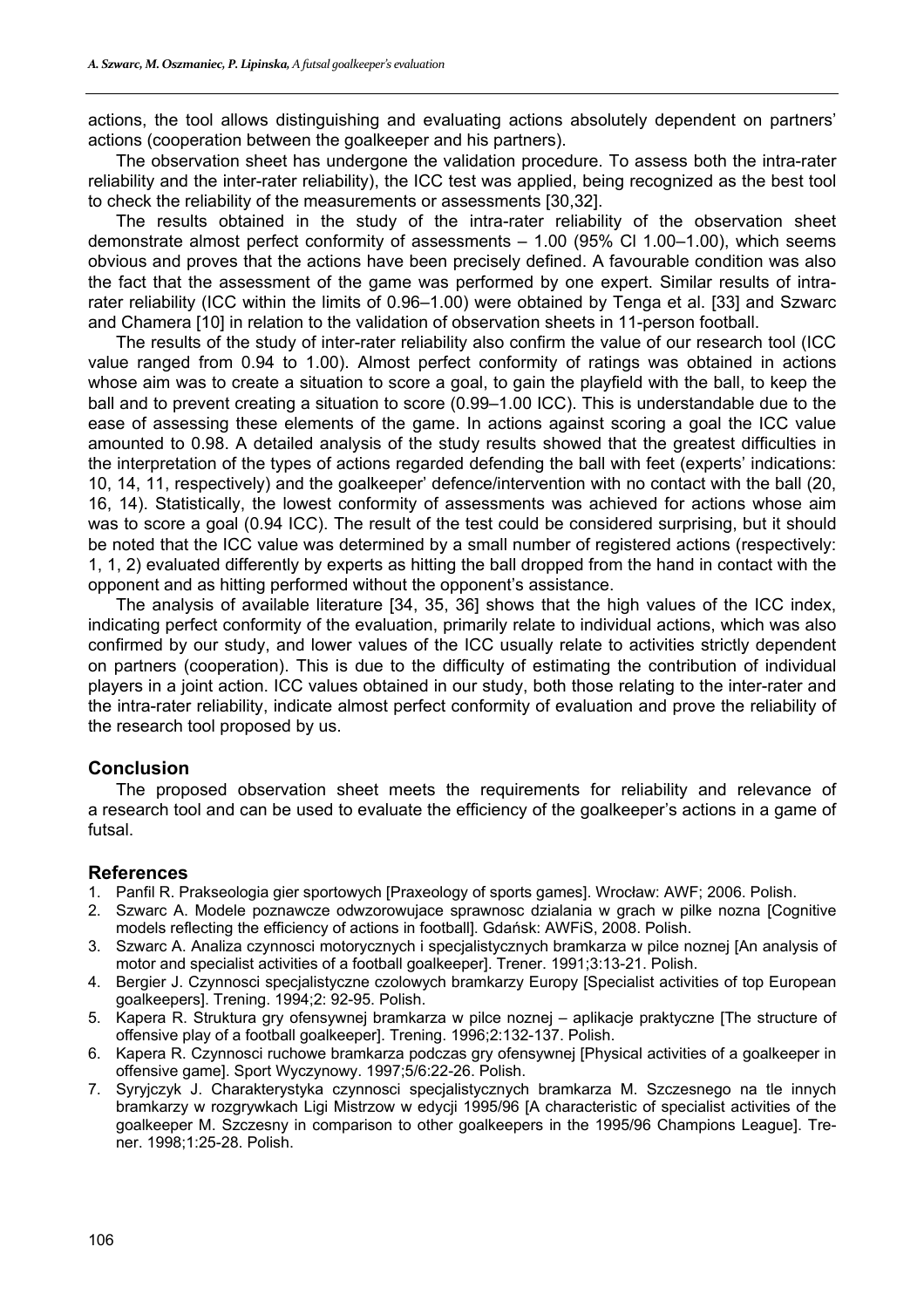actions, the tool allows distinguishing and evaluating actions absolutely dependent on partners' actions (cooperation between the goalkeeper and his partners).

The observation sheet has undergone the validation procedure. To assess both the intra-rater reliability and the inter-rater reliability), the ICC test was applied, being recognized as the best tool to check the reliability of the measurements or assessments [30,32].

The results obtained in the study of the intra-rater reliability of the observation sheet demonstrate almost perfect conformity of assessments – 1.00 (95% CI 1.00–1.00), which seems obvious and proves that the actions have been precisely defined. A favourable condition was also the fact that the assessment of the game was performed by one expert. Similar results of intra-rater reliability (ICC within the limits of 0.96–1.00) were obtained by Tenga et al. [33] and Szwarc and Chamera [10] in relation to the validation of observation sheets in 11-person football.

The results of the study of inter-rater reliability also confirm the value of our research tool (ICC value ranged from 0.94 to 1.00). Almost perfect conformity of ratings was obtained in actions whose aim was to create a situation to score a goal, to gain the playfield with the ball, to keep the ball and to prevent creating a situation to score (0.99–1.00 ICC). This is understandable due to the ease of assessing these elements of the game. In actions against scoring a goal the ICC value amounted to 0.98. A detailed analysis of the study results showed that the greatest difficulties in the interpretation of the types of actions regarded defending the ball with feet (experts' indications: 10, 14, 11, respectively) and the goalkeeper' defence/intervention with no contact with the ball (20, 16, 14). Statistically, the lowest conformity of assessments was achieved for actions whose aim was to score a goal (0.94 ICC). The result of the test could be considered surprising, but it should be noted that the ICC value was determined by a small number of registered actions (respectively: 1, 1, 2) evaluated differently by experts as hitting the ball dropped from the hand in contact with the opponent and as hitting performed without the opponent's assistance.

The analysis of available literature [34, 35, 36] shows that the high values of the ICC index, indicating perfect conformity of the evaluation, primarily relate to individual actions, which was also confirmed by our study, and lower values of the ICC usually relate to activities strictly dependent on partners (cooperation). This is due to the difficulty of estimating the contribution of individual players in a joint action. ICC values obtained in our study, both those relating to the inter-rater and the intra-rater reliability, indicate almost perfect conformity of evaluation and prove the reliability of the research tool proposed by us.

## Conclusion

The proposed observation sheet meets the requirements for reliability and relevance of a research tool and can be used to evaluate the efficiency of the goalkeeper's actions in a game of futsal.

## References

1. Panfil R. Prakseologia gier sportowych [Praxeology of sports games]. Wrocław: AWF; 2006. Polish.
2. Szwarc A. Modele poznawcze odwzorowujace sprawnosc dzialania w grach w pilke nozna [Cognitive models reflecting the efficiency of actions in football]. Gdańsk: AWFiS, 2008. Polish.
3. Szwarc A. Analiza czynnosci motorycznych i specjalistycznych bramkarza w pilce noznej [An analysis of motor and specialist activities of a football goalkeeper]. Trener. 1991;3:13-21. Polish.
4. Bergier J. Czynnosci specjalistyczne czolowych bramkarzy Europy [Specialist activities of top European goalkeepers]. Trening. 1994;2: 92-95. Polish.
5. Kapera R. Struktura gry ofensywnej bramkarza w pilce noznej – aplikacje praktyczne [The structure of offensive play of a football goalkeeper]. Trening. 1996;2:132-137. Polish.
6. Kapera R. Czynnosci ruchowe bramkarza podczas gry ofensywnej [Physical activities of a goalkeeper in offensive game]. Sport Wyczynowy. 1997;5/6:22-26. Polish.
7. Syryjczyk J. Charakterystyka czynnosci specjalistycznych bramkarza M. Szczesnego na tle innych bramkarzy w rozgrywkach Ligi Mistrzow w edycji 1995/96 [A characteristic of specialist activities of the goalkeeper M. Szczesny in comparison to other goalkeepers in the 1995/96 Champions League]. Trener. 1998;1:25-28. Polish.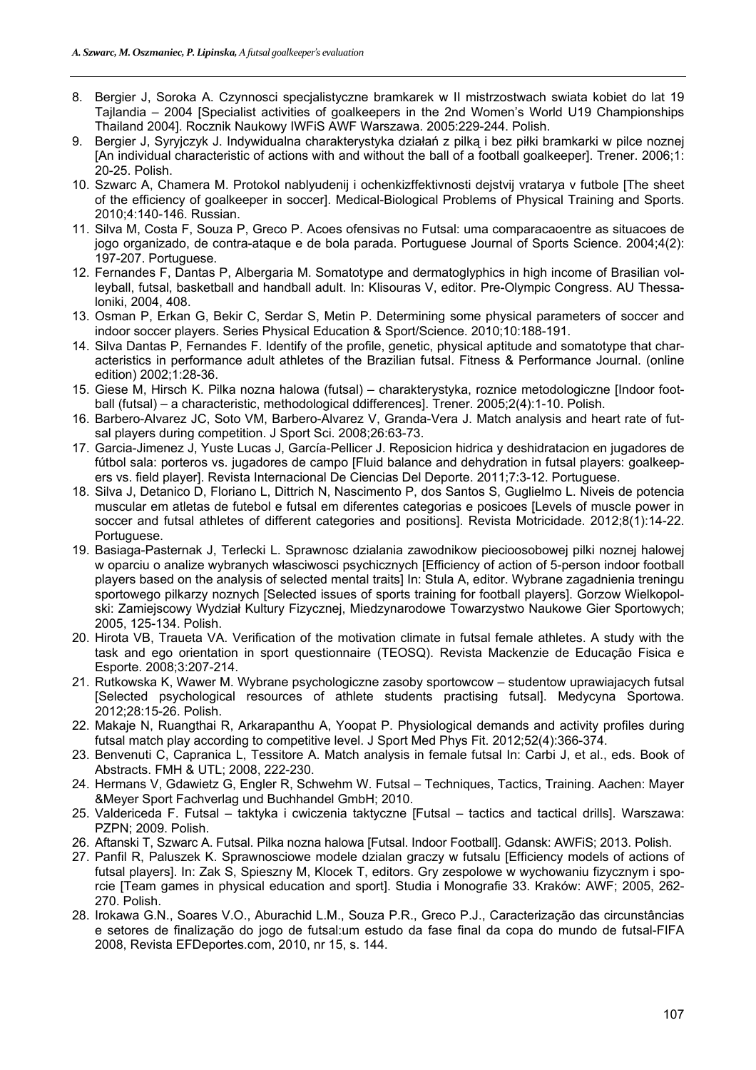8. Bergier J, Soroka A. Czynnosci specjalistyczne bramkarek w II mistrzostwach swiata kobiet do lat 19 Tajlandia – 2004 [Specialist activities of goalkeepers in the 2nd Women's World U19 Championships Thailand 2004]. Rocznik Naukowy IWFiS AWF Warszawa. 2005:229-244. Polish.
9. Bergier J, Syryjczyk J. Indywidualna charakterystyka działań z piłką i bez piłki bramkarki w pilce noznej [An individual characteristic of actions with and without the ball of a football goalkeeper]. Trener. 2006;1: 20-25. Polish.
10. Szwarc A, Chamera M. Protokol nablyudenij i ochenkizffektivnosti dejstvij vratarya v futbole [The sheet of the efficiency of goalkeeper in soccer]. Medical-Biological Problems of Physical Training and Sports. 2010;4:140-146. Russian.
11. Silva M, Costa F, Souza P, Greco P. Acoes ofensivas no Futsal: uma comparacaoentre as situacoes de jogo organizado, de contra-ataque e de bola parada. Portuguese Journal of Sports Science. 2004;4(2): 197-207. Portuguese.
12. Fernandes F, Dantas P, Albergaria M. Somatotype and dermatoglyphics in high income of Brasilian volleyball, futsal, basketball and handball adult. In: Klisouras V, editor. Pre-Olympic Congress. AU Thessaloniki, 2004, 408.
13. Osman P, Erkan G, Bekir C, Serdar S, Metin P. Determining some physical parameters of soccer and indoor soccer players. Series Physical Education & Sport/Science. 2010;10:188-191.
14. Silva Dantas P, Fernandes F. Identify of the profile, genetic, physical aptitude and somatotype that characteristics in performance adult athletes of the Brazilian futsal. Fitness & Performance Journal. (online edition) 2002;1:28-36.
15. Giese M, Hirsch K. Pilka nozna halowa (futsal) – charakterystyka, roznice metodologiczne [Indoor football (futsal) – a characteristic, methodological ddifferences]. Trener. 2005;2(4):1-10. Polish.
16. Barbero-Alvarez JC, Soto VM, Barbero-Alvarez V, Granda-Vera J. Match analysis and heart rate of futsal players during competition. J Sport Sci. 2008;26:63-73.
17. Garcia-Jimenez J, Yuste Lucas J, García-Pellicer J. Reposicion hidrica y deshidratacion en jugadores de fútbol sala: porteros vs. jugadores de campo [Fluid balance and dehydration in futsal players: goalkeepers vs. field player]. Revista Internacional De Ciencias Del Deporte. 2011;7:3-12. Portuguese.
18. Silva J, Detanico D, Floriano L, Dittrich N, Nascimento P, dos Santos S, Guglielmo L. Niveis de potencia muscular em atletas de futebol e futsal em diferentes categorias e posicoes [Levels of muscle power in soccer and futsal athletes of different categories and positions]. Revista Motricidade. 2012;8(1):14-22. Portuguese.
19. Basiaga-Pasternak J, Terlecki L. Sprawnosc dzialania zawodnikow piecioosobowej pilki noznej halowej w oparciu o analize wybranych własciwosci psychicznych [Efficiency of action of 5-person indoor football players based on the analysis of selected mental traits] In: Stula A, editor. Wybrane zagadnienia treningu sportowego pilkarzy noznych [Selected issues of sports training for football players]. Gorzow Wielkopolski: Zamiejscowy Wydzial Kultury Fizycznej, Miedzynarodowe Towarzystwo Naukowe Gier Sportowych; 2005, 125-134. Polish.
20. Hirota VB, Traueta VA. Verification of the motivation climate in futsal female athletes. A study with the task and ego orientation in sport questionnaire (TEOSQ). Revista Mackenzie de Educação Fisica e Esporte. 2008;3:207-214.
21. Rutkowska K, Wawer M. Wybrane psychologiczne zasoby sportowcow – studentow uprawiajacych futsal [Selected psychological resources of athlete students practising futsal]. Medycyna Sportowa. 2012;28:15-26. Polish.
22. Makaje N, Ruangthai R, Arkarapanthu A, Yoopat P. Physiological demands and activity profiles during futsal match play according to competitive level. J Sport Med Phys Fit. 2012;52(4):366-374.
23. Benvenuti C, Capranica L, Tessitore A. Match analysis in female futsal In: Carbi J, et al., eds. Book of Abstracts. FMH & UTL; 2008, 222-230.
24. Hermans V, Gdawietz G, Engler R, Schwehm W. Futsal – Techniques, Tactics, Training. Aachen: Mayer &Meyer Sport Fachverlag und Buchhandel GmbH; 2010.
25. Valdericeda F. Futsal – taktyka i cwiczenia taktyczne [Futsal – tactics and tactical drills]. Warszawa: PZPN; 2009. Polish.
26. Aftanski T, Szwarc A. Futsal. Pilka nozna halowa [Futsal. Indoor Football]. Gdansk: AWFiS; 2013. Polish.
27. Panfil R, Paluszek K. Sprawnosciowe modele dzialan graczy w futsalu [Efficiency models of actions of futsal players]. In: Zak S, Spieszny M, Klocek T, editors. Gry zespolowe w wychowaniu fizycznym i sporcie [Team games in physical education and sport]. Studia i Monografie 33. Kraków: AWF; 2005, 262-270. Polish.
28. Irokawa G.N., Soares V.O., Aburachid L.M., Souza P.R., Greco P.J., Caracterização das circunstâncias e setores de finalização do jogo de futsal:um estudo da fase final da copa do mundo de futsal-FIFA 2008, Revista EFDeportes.com, 2010, nr 15, s. 144.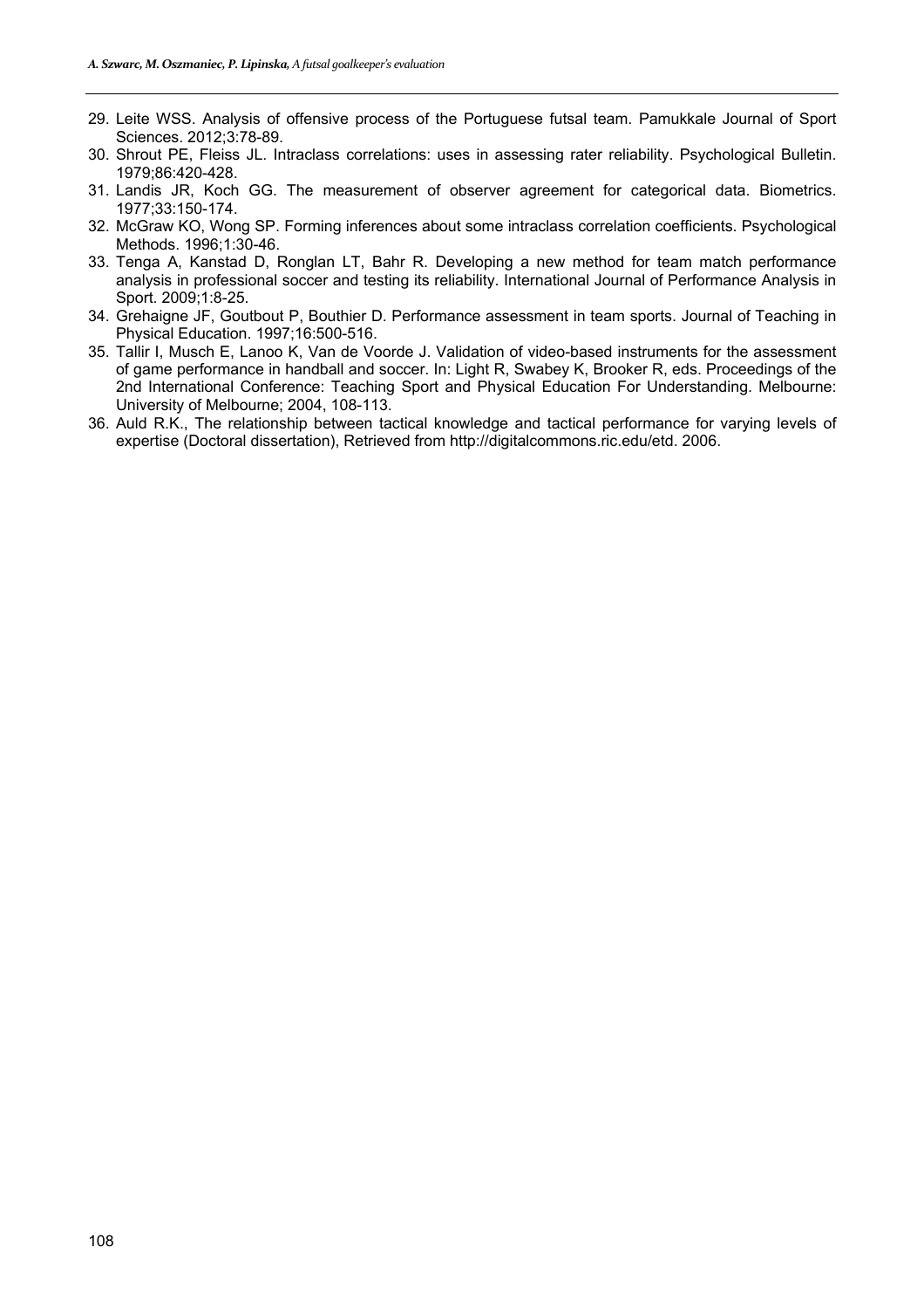29. Leite WSS. Analysis of offensive process of the Portuguese futsal team. Pamukkale Journal of Sport Sciences. 2012;3:78-89.
30. Shrout PE, Fleiss JL. Intraclass correlations: uses in assessing rater reliability. Psychological Bulletin. 1979;86:420-428.
31. Landis JR, Koch GG. The measurement of observer agreement for categorical data. Biometrics. 1977;33:150-174.
32. McGraw KO, Wong SP. Forming inferences about some intraclass correlation coefficients. Psychological Methods. 1996;1:30-46.
33. Tenga A, Kanstad D, Ronglan LT, Bahr R. Developing a new method for team match performance analysis in professional soccer and testing its reliability. International Journal of Performance Analysis in Sport. 2009;1:8-25.
34. Grehaigne JF, Goutbout P, Bouthier D. Performance assessment in team sports. Journal of Teaching in Physical Education. 1997;16:500-516.
35. Tallir I, Musch E, Lanoo K, Van de Voorde J. Validation of video-based instruments for the assessment of game performance in handball and soccer. In: Light R, Swabey K, Brooker R, eds. Proceedings of the 2nd International Conference: Teaching Sport and Physical Education For Understanding. Melbourne: University of Melbourne; 2004, 108-113.
36. Auld R.K., The relationship between tactical knowledge and tactical performance for varying levels of expertise (Doctoral dissertation), Retrieved from http://digitalcommons.ric.edu/etd. 2006.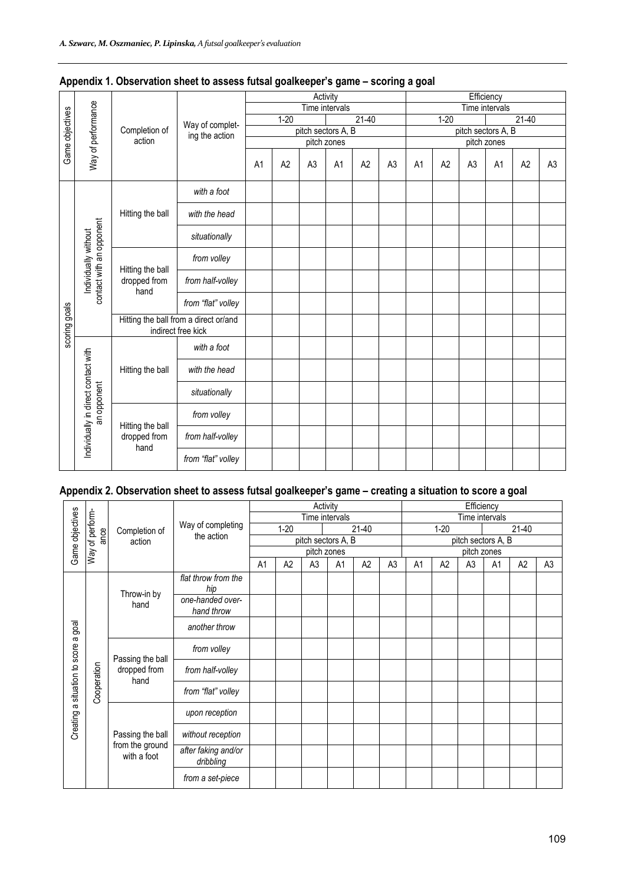## Appendix 1. Observation sheet to assess futsal goalkeeper's game – scoring a goal

| Game objectives | Way of performance | Completion of action | Way of completing the action | Activity | | | | | | Efficiency | | | | | |
|---|---|---|---|---|---|---|---|---|---|---|---|---|---|---|---|
| | | | | Time intervals | | | | | | Time intervals | | | | | |
| | | | | 1-20 | | | 21-40 | | | 1-20 | | | 21-40 | | |
| | | | | pitch sectors A, B | | | | | | pitch sectors A, B | | | | | |
| | | | | pitch zones | | | | | | pitch zones | | | | | |
| | | | | A1 | A2 | A3 | A1 | A2 | A3 | A1 | A2 | A3 | A1 | A2 | A3 |
| scoring goals | Individually without contact with an opponent | Hitting the ball | *with a foot* | | | | | | | | | | | | |
| | | | *with the head* | | | | | | | | | | | | |
| | | | *situationally* | | | | | | | | | | | | |
| | | Hitting the ball dropped from hand | *from volley* | | | | | | | | | | | | |
| | | | *from half-volley* | | | | | | | | | | | | |
| | | | *from "flat" volley* | | | | | | | | | | | | |
| | | Hitting the ball from a direct or/and indirect free kick | | | | | | | | | | | | | |
| | Individually in direct contact with an opponent | Hitting the ball | *with a foot* | | | | | | | | | | | | |
| | | | *with the head* | | | | | | | | | | | | |
| | | | *situationally* | | | | | | | | | | | | |
| | | Hitting the ball dropped from hand | *from volley* | | | | | | | | | | | | |
| | | | *from half-volley* | | | | | | | | | | | | |
| | | | *from "flat" volley* | | | | | | | | | | | | |

## Appendix 2. Observation sheet to assess futsal goalkeeper's game – creating a situation to score a goal

| Game objectives | Way of performance | Completion of action | Way of completing the action | Activity | | | | | | Efficiency | | | | | |
|---|---|---|---|---|---|---|---|---|---|---|---|---|---|---|---|
| | | | | Time intervals | | | | | | Time intervals | | | | | |
| | | | | 1-20 | | | 21-40 | | | 1-20 | | | 21-40 | | |
| | | | | pitch sectors A, B | | | | | | pitch sectors A, B | | | | | |
| | | | | pitch zones | | | | | | pitch zones | | | | | |
| | | | | A1 | A2 | A3 | A1 | A2 | A3 | A1 | A2 | A3 | A1 | A2 | A3 |
| Creating a situation to score a goal | Cooperation | Throw-in by hand | *flat throw from the hip* | | | | | | | | | | | | |
| | | | *one-handed over-hand throw* | | | | | | | | | | | | |
| | | | *another throw* | | | | | | | | | | | | |
| | | Passing the ball dropped from hand | *from volley* | | | | | | | | | | | | |
| | | | *from half-volley* | | | | | | | | | | | | |
| | | | *from "flat" volley* | | | | | | | | | | | | |
| | | Passing the ball from the ground with a foot | *upon reception* | | | | | | | | | | | | |
| | | | *without reception* | | | | | | | | | | | | |
| | | | *after faking and/or dribbling* | | | | | | | | | | | | |
| | | | *from a set-piece* | | | | | | | | | | | | |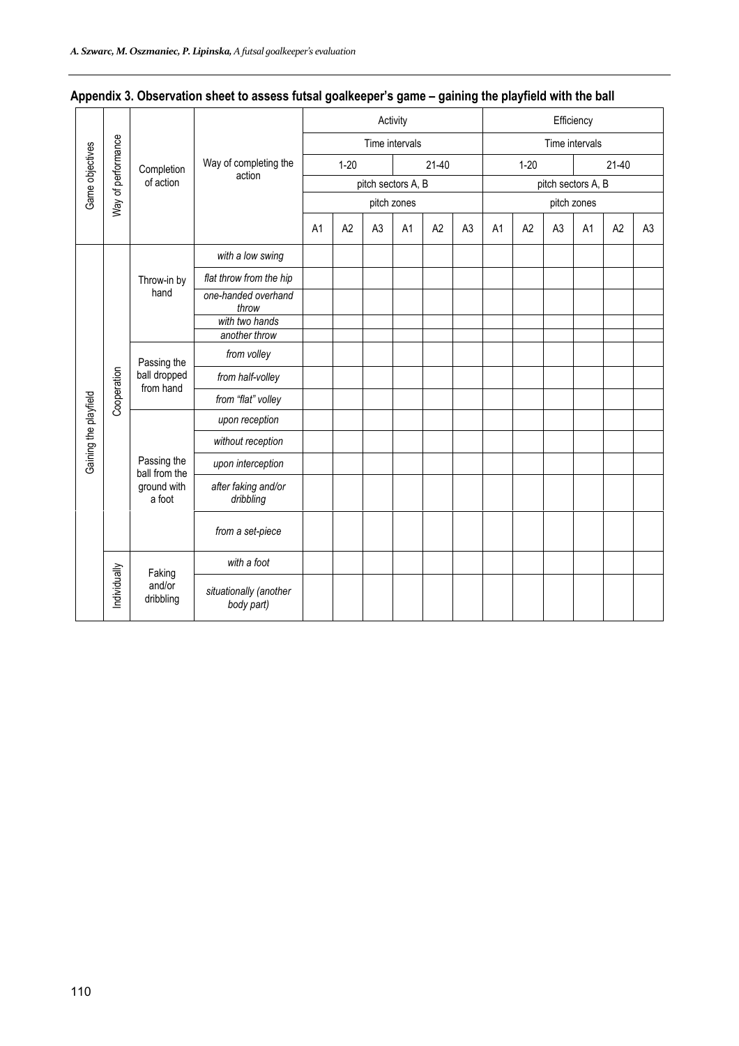**Appendix 3. Observation sheet to assess futsal goalkeeper's game – gaining the playfield with the ball**

| Game objectives | Way of performance | Completion of action | Way of completing the action | Activity | | | | | | Efficiency | | | | | |
|---|---|---|---|---|---|---|---|---|---|---|---|---|---|---|---|
| | | | | Time intervals | | | | | | Time intervals | | | | | |
| | | | | 1-20 | | | 21-40 | | | 1-20 | | | 21-40 | | |
| | | | | pitch sectors A, B | | | | | | pitch sectors A, B | | | | | |
| | | | | pitch zones | | | | | | pitch zones | | | | | |
| | | | | A1 | A2 | A3 | A1 | A2 | A3 | A1 | A2 | A3 | A1 | A2 | A3 |
| Gaining the playfield | Cooperation | Throw-in by hand | *with a low swing* | | | | | | | | | | | | |
| | | | *flat throw from the hip* | | | | | | | | | | | | |
| | | | *one-handed overhand throw* | | | | | | | | | | | | |
| | | | *with two hands* | | | | | | | | | | | | |
| | | | *another throw* | | | | | | | | | | | | |
| | | Passing the ball dropped from hand | *from volley* | | | | | | | | | | | | |
| | | | *from half-volley* | | | | | | | | | | | | |
| | | | *from "flat" volley* | | | | | | | | | | | | |
| | | Passing the ball from the ground with a foot | *upon reception* | | | | | | | | | | | | |
| | | | *without reception* | | | | | | | | | | | | |
| | | | *upon interception* | | | | | | | | | | | | |
| | | | *after faking and/or dribbling* | | | | | | | | | | | | |
| | | | *from a set-piece* | | | | | | | | | | | | |
| | Individually | Faking and/or dribbling | *with a foot* | | | | | | | | | | | | |
| | | | *situationally (another body part)* | | | | | | | | | | | | |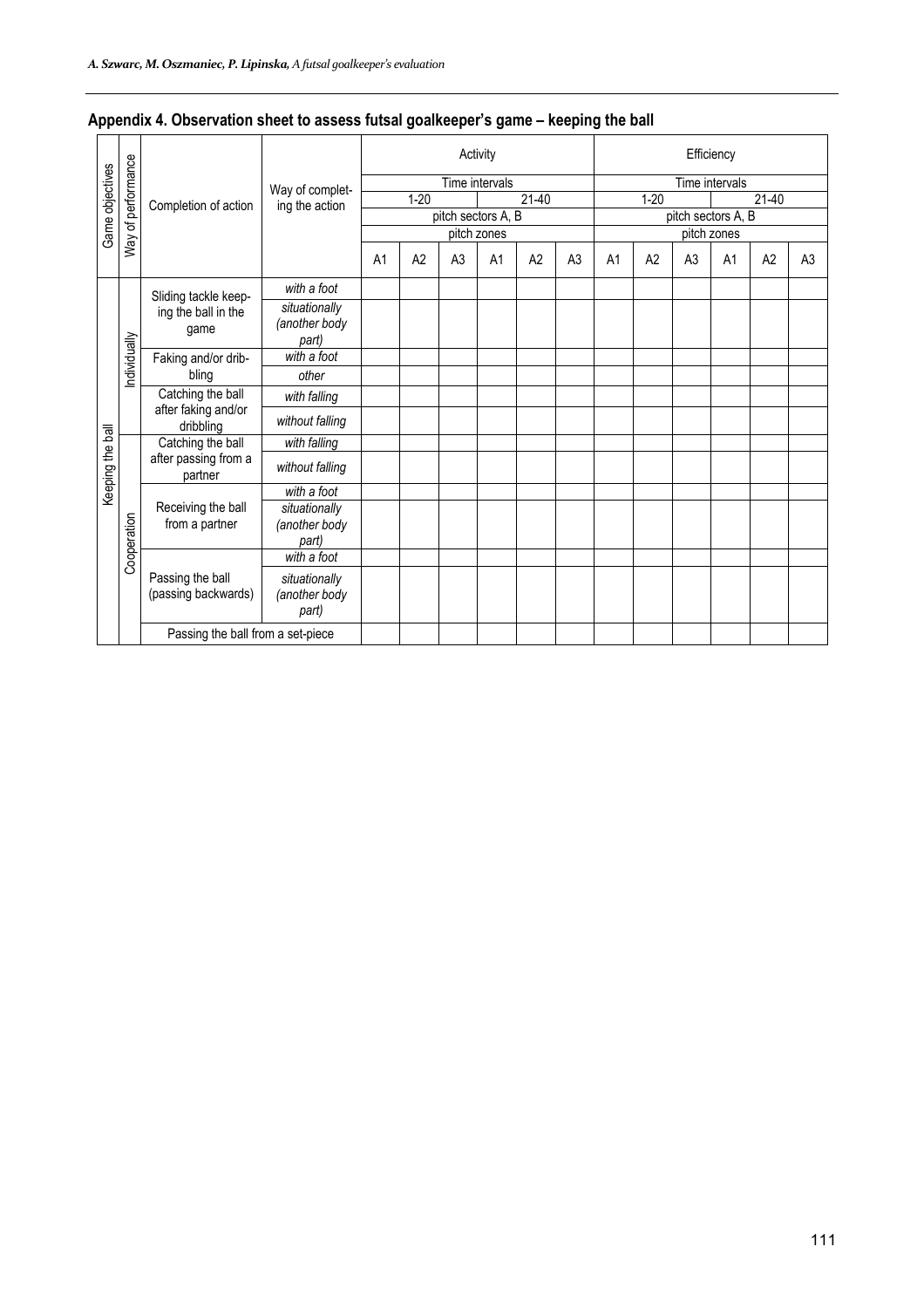## Appendix 4. Observation sheet to assess futsal goalkeeper's game – keeping the ball

| Game objectives | Way of performance | Completion of action | Way of completing the action | Activity | | | | | | Efficiency | | | | | |
|---|---|---|---|---|---|---|---|---|---|---|---|---|---|---|---|
| | | | | Time intervals | | | | | | Time intervals | | | | | |
| | | | | 1-20 | | | 21-40 | | | 1-20 | | | 21-40 | | |
| | | | | pitch sectors A, B | | | | | | pitch sectors A, B | | | | | |
| | | | | pitch zones | | | | | | pitch zones | | | | | |
| | | | | A1 | A2 | A3 | A1 | A2 | A3 | A1 | A2 | A3 | A1 | A2 | A3 |
| Keeping the ball | Individually | Sliding tackle keeping the ball in the game | *with a foot* | | | | | | | | | | | | |
| | | | *situationally (another body part)* | | | | | | | | | | | | |
| | | Faking and/or dribbling | *with a foot* | | | | | | | | | | | | |
| | | | *other* | | | | | | | | | | | | |
| | | Catching the ball after faking and/or dribbling | *with falling* | | | | | | | | | | | | |
| | | | *without falling* | | | | | | | | | | | | |
| | Cooperation | Catching the ball after passing from a partner | *with falling* | | | | | | | | | | | | |
| | | | *without falling* | | | | | | | | | | | | |
| | | Receiving the ball from a partner | *with a foot* | | | | | | | | | | | | |
| | | | *situationally (another body part)* | | | | | | | | | | | | |
| | | Passing the ball (passing backwards) | *with a foot* | | | | | | | | | | | | |
| | | | *situationally (another body part)* | | | | | | | | | | | | |
| | | Passing the ball from a set-piece | | | | | | | | | | | | | |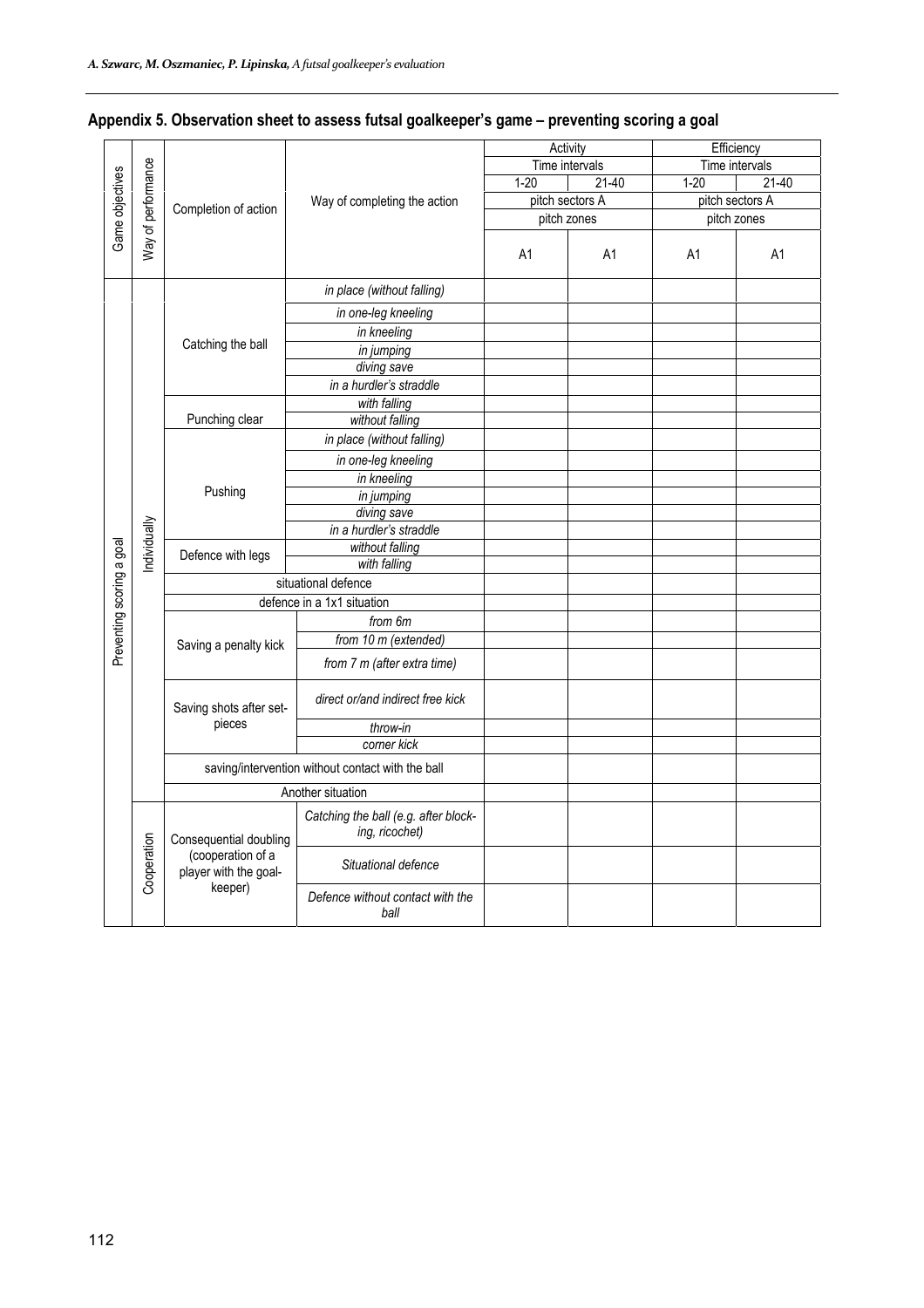## Appendix 5. Observation sheet to assess futsal goalkeeper's game – preventing scoring a goal

| Game objectives | Way of performance | Completion of action | Way of completing the action | Activity | | Efficiency | |
|---|---|---|---|---|---|---|---|
| | | | | Time intervals | | Time intervals | |
| | | | | 1-20 | 21-40 | 1-20 | 21-40 |
| | | | | pitch sectors A | | pitch sectors A | |
| | | | | pitch zones | | pitch zones | |
| | | | | A1 | A1 | A1 | A1 |
| Preventing scoring a goal | Individually | Catching the ball | *in place (without falling)* | | | | |
| | | | *in one-leg kneeling* | | | | |
| | | | *in kneeling* | | | | |
| | | | *in jumping* | | | | |
| | | | *diving save* | | | | |
| | | | *in a hurdler's straddle* | | | | |
| | | Punching clear | *with falling* | | | | |
| | | | *without falling* | | | | |
| | | Pushing | *in place (without falling)* | | | | |
| | | | *in one-leg kneeling* | | | | |
| | | | *in kneeling* | | | | |
| | | | *in jumping* | | | | |
| | | | *diving save* | | | | |
| | | | *in a hurdler's straddle* | | | | |
| | | Defence with legs | *without falling* | | | | |
| | | | *with falling* | | | | |
| | | situational defence | | | | | |
| | | defence in a 1x1 situation | | | | | |
| | | Saving a penalty kick | *from 6m* | | | | |
| | | | *from 10 m (extended)* | | | | |
| | | | *from 7 m (after extra time)* | | | | |
| | | Saving shots after set-pieces | *direct or/and indirect free kick* | | | | |
| | | | *throw-in* | | | | |
| | | | *corner kick* | | | | |
| | | saving/intervention without contact with the ball | | | | | |
| | | Another situation | | | | | |
| | Cooperation | Consequential doubling (cooperation of a player with the goalkeeper) | *Catching the ball (e.g. after blocking, ricochet)* | | | | |
| | | | *Situational defence* | | | | |
| | | | *Defence without contact with the ball* | | | | |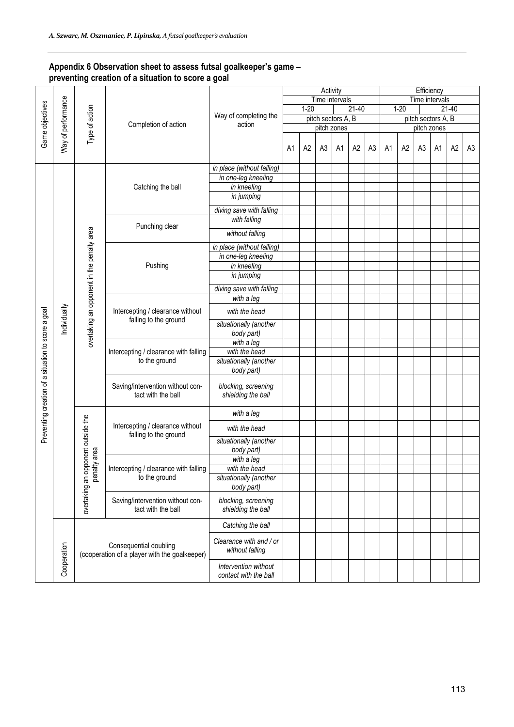## Appendix 6 Observation sheet to assess futsal goalkeeper's game – preventing creation of a situation to score a goal

| Game objectives | Way of performance | Type of action | Completion of action | Way of completing the action | Activity | | | | | | Efficiency | | | | | |
|---|---|---|---|---|---|---|---|---|---|---|---|---|---|---|---|---|
| | | | | | Time intervals | | | | | | Time intervals | | | | | |
| | | | | | 1-20 | | | 21-40 | | | 1-20 | | | 21-40 | | |
| | | | | | pitch sectors A, B | | | | | | pitch sectors A, B | | | | | |
| | | | | | pitch zones | | | | | | pitch zones | | | | | |
| | | | | | A1 | A2 | A3 | A1 | A2 | A3 | A1 | A2 | A3 | A1 | A2 | A3 |
| Preventing creation of a situation to score a goal | Individually | overtaking an opponent in the penalty area | Catching the ball | *in place (without falling)* | | | | | | | | | | | | |
| | | | | *in one-leg kneeling* | | | | | | | | | | | | |
| | | | | *in kneeling* | | | | | | | | | | | | |
| | | | | *in jumping* | | | | | | | | | | | | |
| | | | | *diving save with falling* | | | | | | | | | | | | |
| | | | Punching clear | *with falling* | | | | | | | | | | | | |
| | | | | *without falling* | | | | | | | | | | | | |
| | | | Pushing | *in place (without falling)* | | | | | | | | | | | | |
| | | | | *in one-leg kneeling* | | | | | | | | | | | | |
| | | | | *in kneeling* | | | | | | | | | | | | |
| | | | | *in jumping* | | | | | | | | | | | | |
| | | | | *diving save with falling* | | | | | | | | | | | | |
| | | | Intercepting / clearance without falling to the ground | *with a leg* | | | | | | | | | | | | |
| | | | | *with the head* | | | | | | | | | | | | |
| | | | | *situationally (another body part)* | | | | | | | | | | | | |
| | | | Intercepting / clearance with falling to the ground | *with a leg* | | | | | | | | | | | | |
| | | | | *with the head* | | | | | | | | | | | | |
| | | | | *situationally (another body part)* | | | | | | | | | | | | |
| | | | Saving/intervention without contact with the ball | *blocking, screening shielding the ball* | | | | | | | | | | | | |
| | | overtaking an opponent outside the penalty area | Intercepting / clearance without falling to the ground | *with a leg* | | | | | | | | | | | | |
| | | | | *with the head* | | | | | | | | | | | | |
| | | | | *situationally (another body part)* | | | | | | | | | | | | |
| | | | Intercepting / clearance with falling to the ground | *with a leg* | | | | | | | | | | | | |
| | | | | *with the head* | | | | | | | | | | | | |
| | | | | *situationally (another body part)* | | | | | | | | | | | | |
| | | | Saving/intervention without contact with the ball | *blocking, screening shielding the ball* | | | | | | | | | | | | |
| | Cooperation | Consequential doubling (cooperation of a player with the goalkeeper) | | *Catching the ball* | | | | | | | | | | | | |
| | | | | *Clearance with and / or without falling* | | | | | | | | | | | | |
| | | | | *Intervention without contact with the ball* | | | | | | | | | | | | |